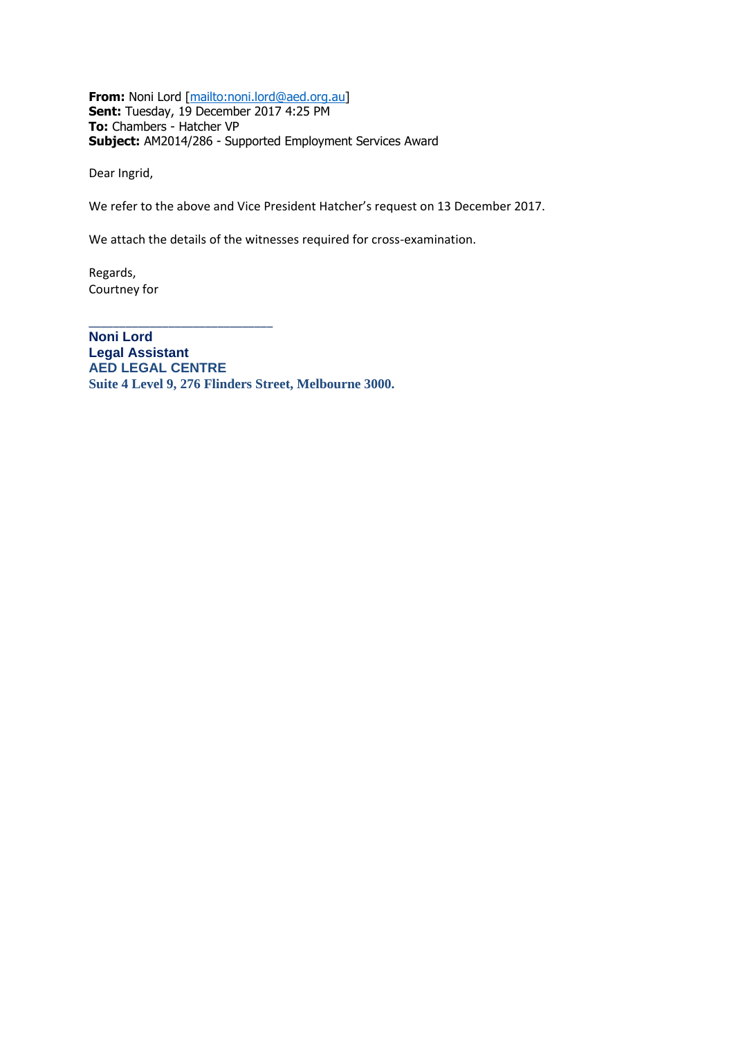**From:** Noni Lord [mailto:noni.lord@aed.org.au]
**Sent:** Tuesday, 19 December 2017 4:25 PM
**To:** Chambers - Hatcher VP
**Subject:** AM2014/286 - Supported Employment Services Award

Dear Ingrid,

We refer to the above and Vice President Hatcher's request on 13 December 2017.

We attach the details of the witnesses required for cross-examination.

Regards,
Courtney for

___________________________

**Noni Lord**
**Legal Assistant**
**AED LEGAL CENTRE**
**Suite 4 Level 9, 276 Flinders Street, Melbourne 3000.**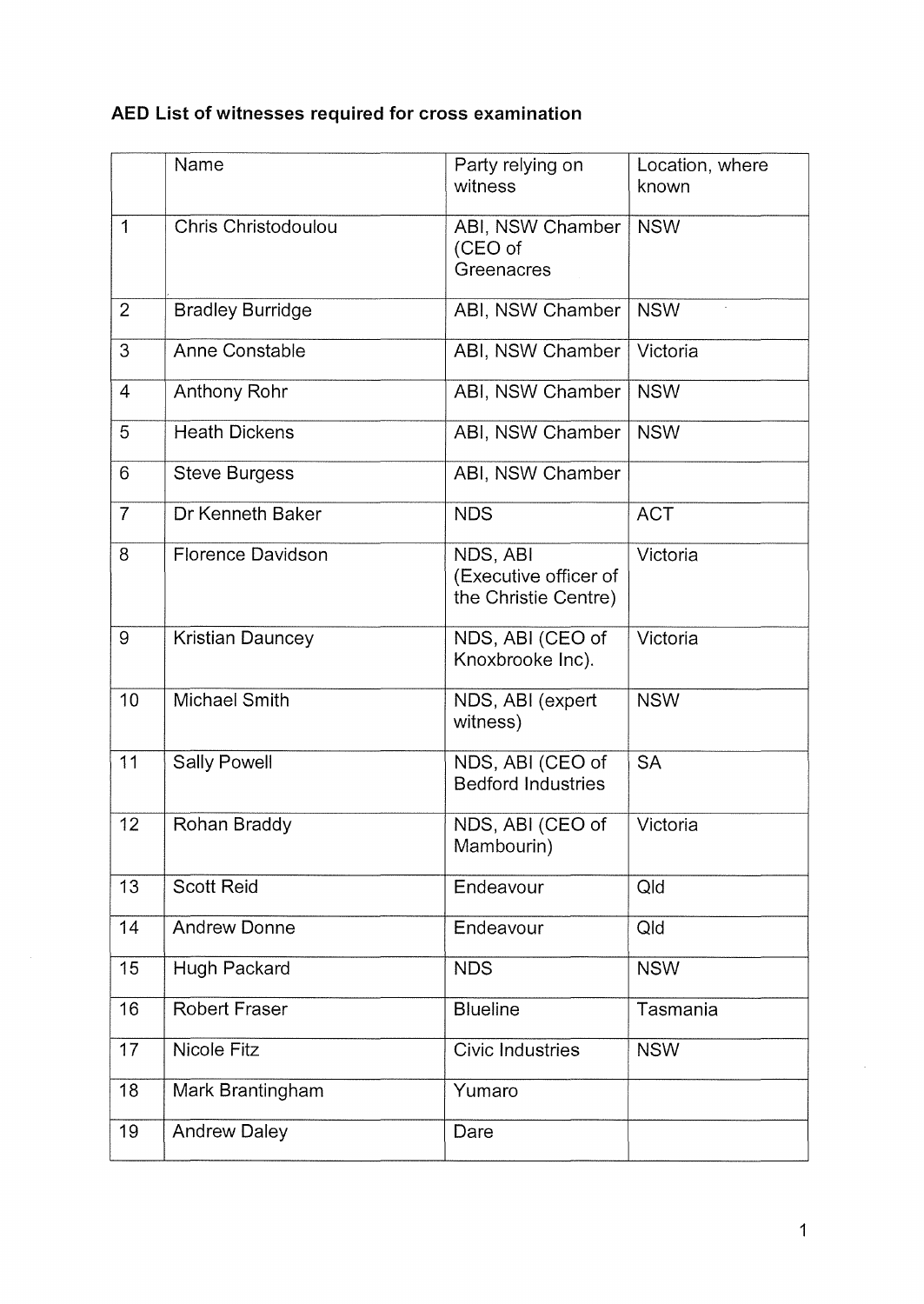**AED List of witnesses required for cross examination**

| | Name | Party relying on witness | Location, where known |
|---|---|---|---|
| 1 | Chris Christodoulou | ABI, NSW Chamber (CEO of Greenacres | NSW |
| 2 | Bradley Burridge | ABI, NSW Chamber | NSW |
| 3 | Anne Constable | ABI, NSW Chamber | Victoria |
| 4 | Anthony Rohr | ABI, NSW Chamber | NSW |
| 5 | Heath Dickens | ABI, NSW Chamber | NSW |
| 6 | Steve Burgess | ABI, NSW Chamber | |
| 7 | Dr Kenneth Baker | NDS | ACT |
| 8 | Florence Davidson | NDS, ABI (Executive officer of the Christie Centre) | Victoria |
| 9 | Kristian Dauncey | NDS, ABI (CEO of Knoxbrooke Inc). | Victoria |
| 10 | Michael Smith | NDS, ABI (expert witness) | NSW |
| 11 | Sally Powell | NDS, ABI (CEO of Bedford Industries | SA |
| 12 | Rohan Braddy | NDS, ABI (CEO of Mambourin) | Victoria |
| 13 | Scott Reid | Endeavour | Qld |
| 14 | Andrew Donne | Endeavour | Qld |
| 15 | Hugh Packard | NDS | NSW |
| 16 | Robert Fraser | Blueline | Tasmania |
| 17 | Nicole Fitz | Civic Industries | NSW |
| 18 | Mark Brantingham | Yumaro | |
| 19 | Andrew Daley | Dare | |